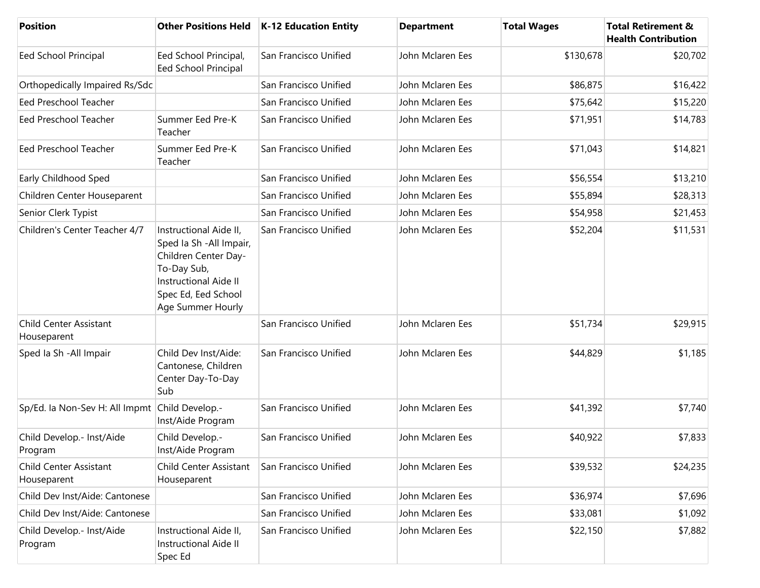| Position | Other Positions Held | K-12 Education Entity | Department | Total Wages | Total Retirement & Health Contribution |
|---|---|---|---|---|---|
| Eed School Principal | Eed School Principal, Eed School Principal | San Francisco Unified | John Mclaren Ees | $130,678 | $20,702 |
| Orthopedically Impaired Rs/Sdc | | San Francisco Unified | John Mclaren Ees | $86,875 | $16,422 |
| Eed Preschool Teacher | | San Francisco Unified | John Mclaren Ees | $75,642 | $15,220 |
| Eed Preschool Teacher | Summer Eed Pre-K Teacher | San Francisco Unified | John Mclaren Ees | $71,951 | $14,783 |
| Eed Preschool Teacher | Summer Eed Pre-K Teacher | San Francisco Unified | John Mclaren Ees | $71,043 | $14,821 |
| Early Childhood Sped | | San Francisco Unified | John Mclaren Ees | $56,554 | $13,210 |
| Children Center Houseparent | | San Francisco Unified | John Mclaren Ees | $55,894 | $28,313 |
| Senior Clerk Typist | | San Francisco Unified | John Mclaren Ees | $54,958 | $21,453 |
| Children's Center Teacher 4/7 | Instructional Aide II, Sped Ia Sh -All Impair, Children Center Day-To-Day Sub, Instructional Aide II Spec Ed, Eed School Age Summer Hourly | San Francisco Unified | John Mclaren Ees | $52,204 | $11,531 |
| Child Center Assistant Houseparent | | San Francisco Unified | John Mclaren Ees | $51,734 | $29,915 |
| Sped Ia Sh -All Impair | Child Dev Inst/Aide: Cantonese, Children Center Day-To-Day Sub | San Francisco Unified | John Mclaren Ees | $44,829 | $1,185 |
| Sp/Ed. Ia Non-Sev H: All Impmt | Child Develop.- Inst/Aide Program | San Francisco Unified | John Mclaren Ees | $41,392 | $7,740 |
| Child Develop.- Inst/Aide Program | Child Develop.- Inst/Aide Program | San Francisco Unified | John Mclaren Ees | $40,922 | $7,833 |
| Child Center Assistant Houseparent | Child Center Assistant Houseparent | San Francisco Unified | John Mclaren Ees | $39,532 | $24,235 |
| Child Dev Inst/Aide: Cantonese | | San Francisco Unified | John Mclaren Ees | $36,974 | $7,696 |
| Child Dev Inst/Aide: Cantonese | | San Francisco Unified | John Mclaren Ees | $33,081 | $1,092 |
| Child Develop.- Inst/Aide Program | Instructional Aide II, Instructional Aide II Spec Ed | San Francisco Unified | John Mclaren Ees | $22,150 | $7,882 |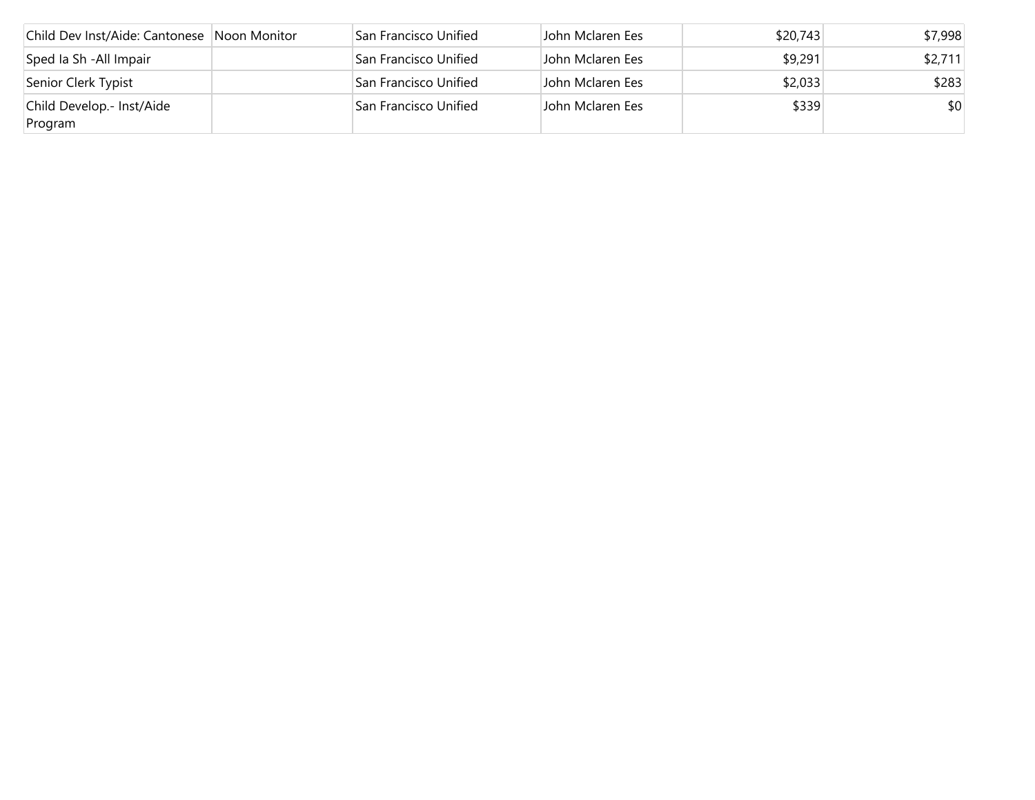| | | | | | |
|---|---|---|---|---|---|
| Child Dev Inst/Aide: Cantonese | Noon Monitor | San Francisco Unified | John Mclaren Ees | $20,743 | $7,998 |
| Sped Ia Sh -All Impair | | San Francisco Unified | John Mclaren Ees | $9,291 | $2,711 |
| Senior Clerk Typist | | San Francisco Unified | John Mclaren Ees | $2,033 | $283 |
| Child Develop.- Inst/Aide Program | | San Francisco Unified | John Mclaren Ees | $339 | $0 |